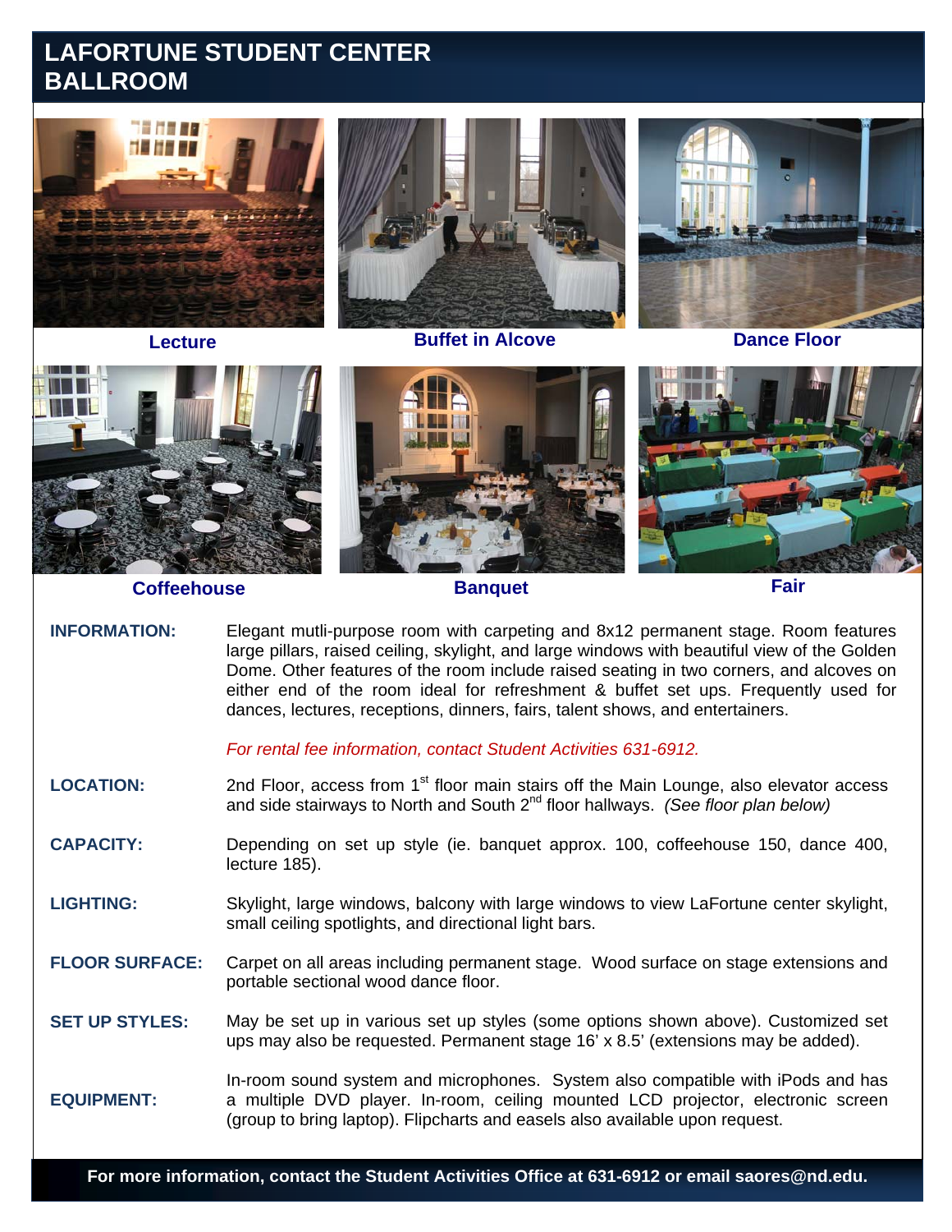# LAFORTUNE STUDENT CENTER BALLROOM

Lecture | Buffet in Alcove | Dance Floor

Coffeehouse | Banquet | Fair

**INFORMATION:** Elegant mutli-purpose room with carpeting and 8x12 permanent stage. Room features large pillars, raised ceiling, skylight, and large windows with beautiful view of the Golden Dome. Other features of the room include raised seating in two corners, and alcoves on either end of the room ideal for refreshment & buffet set ups. Frequently used for dances, lectures, receptions, dinners, fairs, talent shows, and entertainers.

*For rental fee information, contact Student Activities 631-6912.*

**LOCATION:** 2nd Floor, access from 1st floor main stairs off the Main Lounge, also elevator access and side stairways to North and South 2nd floor hallways. *(See floor plan below)*

**CAPACITY:** Depending on set up style (ie. banquet approx. 100, coffeehouse 150, dance 400, lecture 185).

**LIGHTING:** Skylight, large windows, balcony with large windows to view LaFortune center skylight, small ceiling spotlights, and directional light bars.

**FLOOR SURFACE:** Carpet on all areas including permanent stage. Wood surface on stage extensions and portable sectional wood dance floor.

**SET UP STYLES:** May be set up in various set up styles (some options shown above). Customized set ups may also be requested. Permanent stage 16' x 8.5' (extensions may be added).

**EQUIPMENT:** In-room sound system and microphones. System also compatible with iPods and has a multiple DVD player. In-room, ceiling mounted LCD projector, electronic screen (group to bring laptop). Flipcharts and easels also available upon request.

**For more information, contact the Student Activities Office at 631-6912 or email saores@nd.edu.**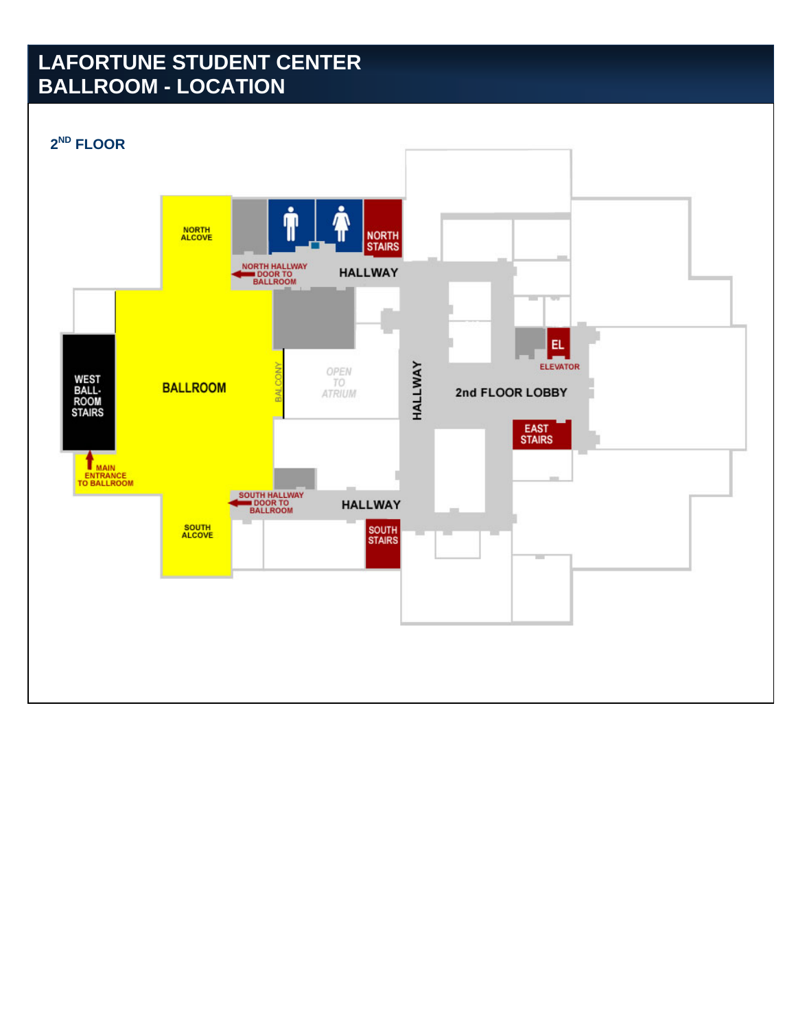# LAFORTUNE STUDENT CENTER
# BALLROOM - LOCATION

## 2ND FLOOR

NORTH ALCOVE

NORTH STAIRS

NORTH HALLWAY DOOR TO BALLROOM

HALLWAY

WEST BALL-ROOM STAIRS

BALLROOM

BALCONY

OPEN TO ATRIUM

HALLWAY

EL

ELEVATOR

2nd FLOOR LOBBY

EAST STAIRS

MAIN ENTRANCE TO BALLROOM

SOUTH HALLWAY DOOR TO BALLROOM

HALLWAY

SOUTH ALCOVE

SOUTH STAIRS